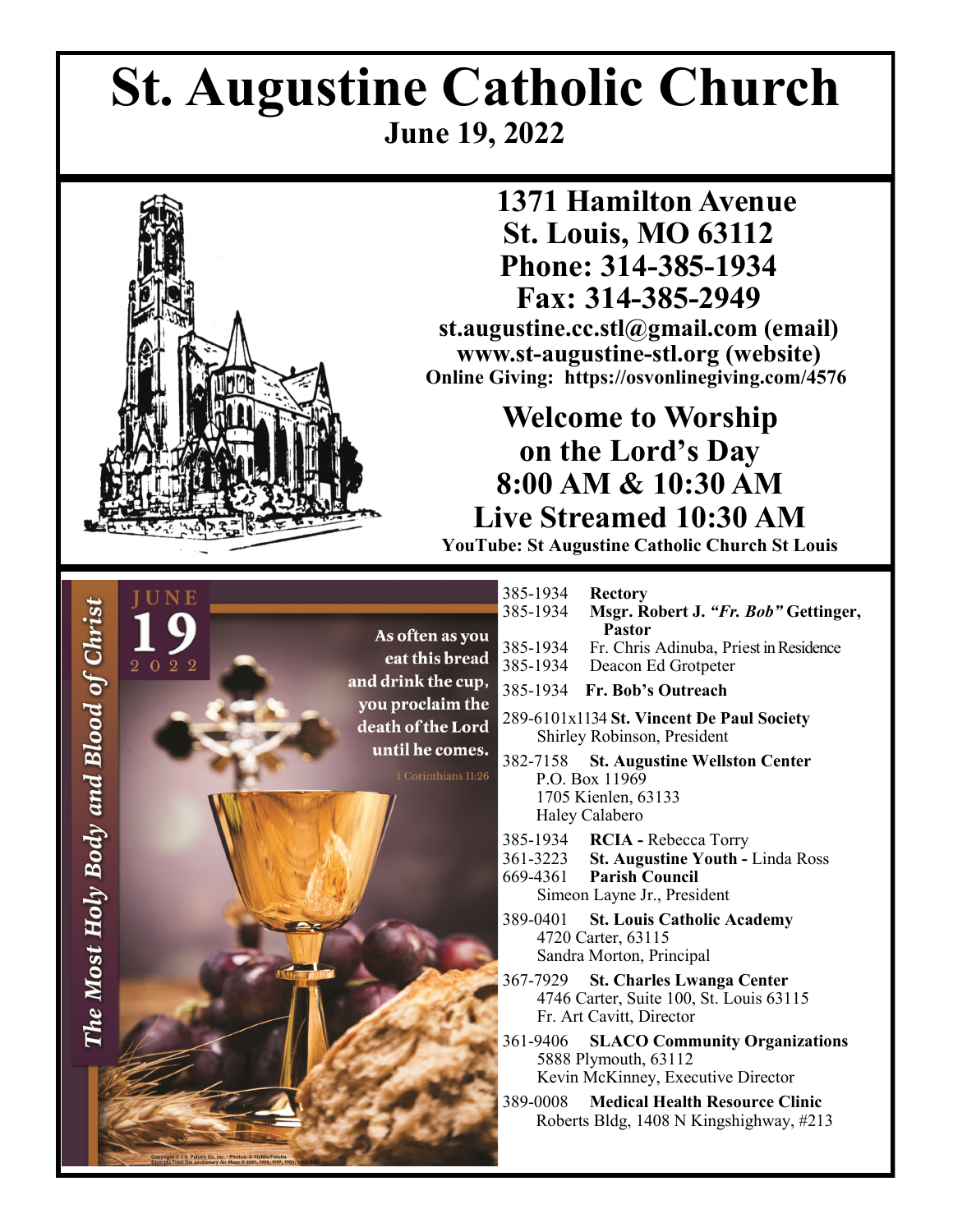# St. Augustine Catholic Church

**June 19, 2022**

**1371 Hamilton Avenue**
**St. Louis, MO 63112**
**Phone: 314-385-1934**
**Fax: 314-385-2949**
**st.augustine.cc.stl@gmail.com (email)**
**www.st-augustine-stl.org (website)**
**Online Giving: https://osvonlinegiving.com/4576**

## Welcome to Worship on the Lord's Day 8:00 AM & 10:30 AM Live Streamed 10:30 AM

**YouTube: St Augustine Catholic Church St Louis**

JUNE 19 2022

*The Most Holy Body and Blood of Christ*

As often as you eat this bread and drink the cup, you proclaim the death of the Lord until he comes.

1 Corinthians 11:26

385-1934 **Rectory**
385-1934 **Msgr. Robert J. *"Fr. Bob"* Gettinger, Pastor**
385-1934 Fr. Chris Adinuba, Priest in Residence
385-1934 Deacon Ed Grotpeter

385-1934 **Fr. Bob's Outreach**

289-6101x1134 **St. Vincent De Paul Society**
Shirley Robinson, President

382-7158 **St. Augustine Wellston Center**
P.O. Box 11969
1705 Kienlen, 63133
Haley Calabero

385-1934 **RCIA -** Rebecca Torry
361-3223 **St. Augustine Youth -** Linda Ross
669-4361 **Parish Council**
Simeon Layne Jr., President

389-0401 **St. Louis Catholic Academy**
4720 Carter, 63115
Sandra Morton, Principal

367-7929 **St. Charles Lwanga Center**
4746 Carter, Suite 100, St. Louis 63115
Fr. Art Cavitt, Director

361-9406 **SLACO Community Organizations**
5888 Plymouth, 63112
Kevin McKinney, Executive Director

389-0008 **Medical Health Resource Clinic**
Roberts Bldg, 1408 N Kingshighway, #213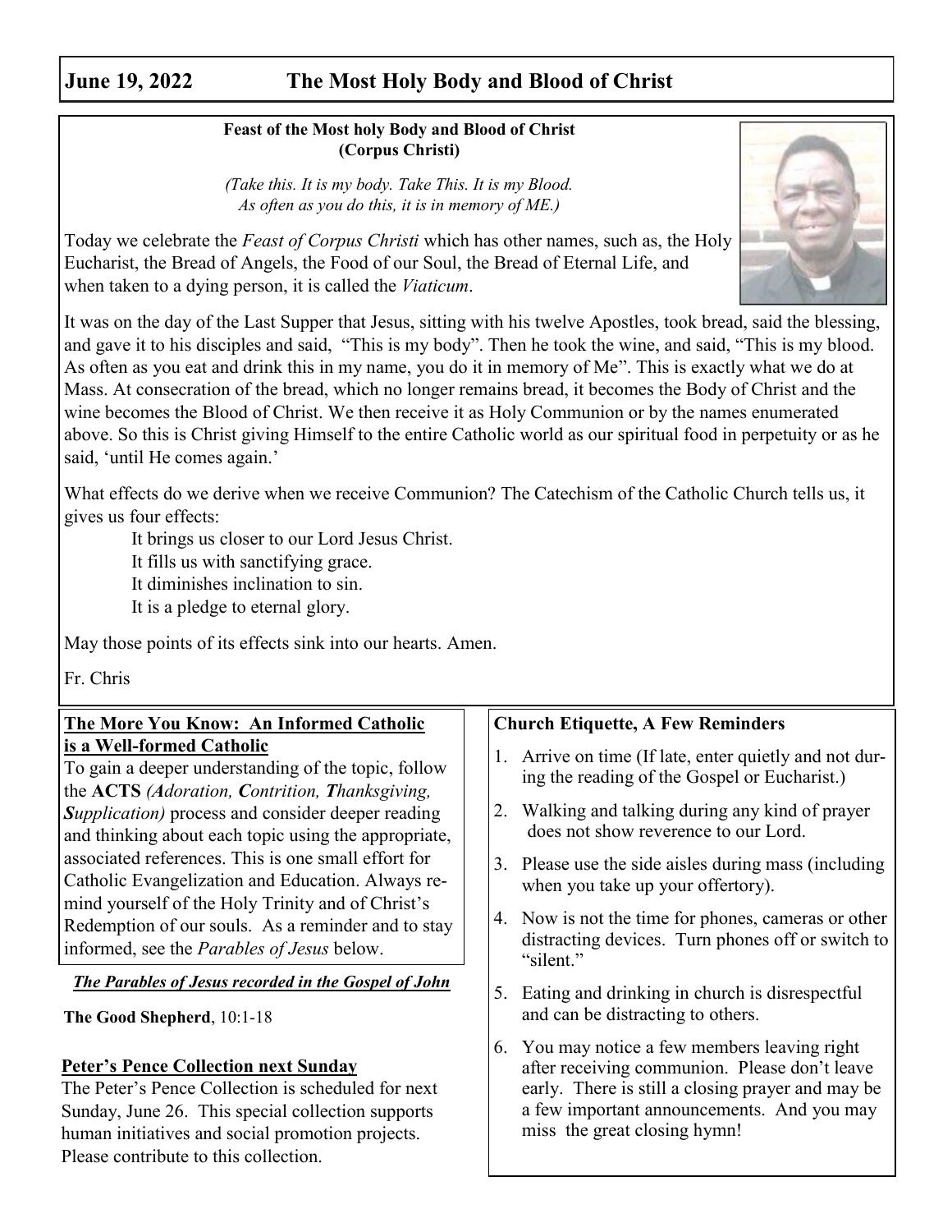# June 19, 2022 The Most Holy Body and Blood of Christ

**Feast of the Most holy Body and Blood of Christ (Corpus Christi)**

*(Take this. It is my body. Take This. It is my Blood. As often as you do this, it is in memory of ME.)*

Today we celebrate the *Feast of Corpus Christi* which has other names, such as, the Holy Eucharist, the Bread of Angels, the Food of our Soul, the Bread of Eternal Life, and when taken to a dying person, it is called the *Viaticum*.

It was on the day of the Last Supper that Jesus, sitting with his twelve Apostles, took bread, said the blessing, and gave it to his disciples and said, "This is my body". Then he took the wine, and said, "This is my blood. As often as you eat and drink this in my name, you do it in memory of Me". This is exactly what we do at Mass. At consecration of the bread, which no longer remains bread, it becomes the Body of Christ and the wine becomes the Blood of Christ. We then receive it as Holy Communion or by the names enumerated above. So this is Christ giving Himself to the entire Catholic world as our spiritual food in perpetuity or as he said, 'until He comes again.'

What effects do we derive when we receive Communion? The Catechism of the Catholic Church tells us, it gives us four effects:

It brings us closer to our Lord Jesus Christ.
It fills us with sanctifying grace.
It diminishes inclination to sin.
It is a pledge to eternal glory.

May those points of its effects sink into our hearts. Amen.

Fr. Chris

## The More You Know: An Informed Catholic is a Well-formed Catholic

To gain a deeper understanding of the topic, follow the **ACTS** *(**A**doration, **C**ontrition, **T**hanksgiving, **S**upplication)* process and consider deeper reading and thinking about each topic using the appropriate, associated references. This is one small effort for Catholic Evangelization and Education. Always remind yourself of the Holy Trinity and of Christ's Redemption of our souls. As a reminder and to stay informed, see the *Parables of Jesus* below.

***The Parables of Jesus recorded in the Gospel of John***

**The Good Shepherd**, 10:1-18

## Peter's Pence Collection next Sunday

The Peter's Pence Collection is scheduled for next Sunday, June 26. This special collection supports human initiatives and social promotion projects. Please contribute to this collection.

## Church Etiquette, A Few Reminders

1. Arrive on time (If late, enter quietly and not during the reading of the Gospel or Eucharist.)
2. Walking and talking during any kind of prayer does not show reverence to our Lord.
3. Please use the side aisles during mass (including when you take up your offertory).
4. Now is not the time for phones, cameras or other distracting devices. Turn phones off or switch to "silent."
5. Eating and drinking in church is disrespectful and can be distracting to others.
6. You may notice a few members leaving right after receiving communion. Please don't leave early. There is still a closing prayer and may be a few important announcements. And you may miss the great closing hymn!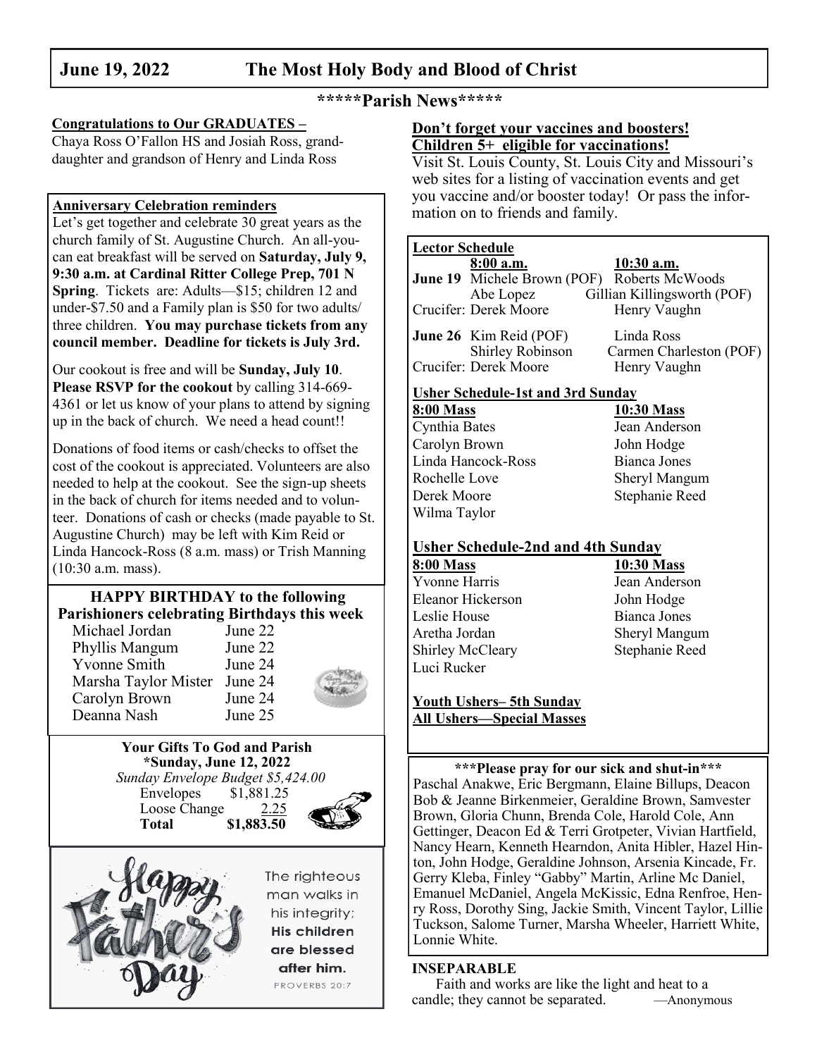# June 19, 2022 The Most Holy Body and Blood of Christ

## *****Parish News*****

**Congratulations to Our GRADUATES –**

Chaya Ross O'Fallon HS and Josiah Ross, granddaughter and grandson of Henry and Linda Ross

**Anniversary Celebration reminders**

Let's get together and celebrate 30 great years as the church family of St. Augustine Church. An all-you-can eat breakfast will be served on **Saturday, July 9, 9:30 a.m. at Cardinal Ritter College Prep, 701 N Spring**. Tickets are: Adults—$15; children 12 and under-$7.50 and a Family plan is $50 for two adults/ three children. **You may purchase tickets from any council member. Deadline for tickets is July 3rd.**

Our cookout is free and will be **Sunday, July 10**. **Please RSVP for the cookout** by calling 314-669-4361 or let us know of your plans to attend by signing up in the back of church. We need a head count!!

Donations of food items or cash/checks to offset the cost of the cookout is appreciated. Volunteers are also needed to help at the cookout. See the sign-up sheets in the back of church for items needed and to volunteer. Donations of cash or checks (made payable to St. Augustine Church) may be left with Kim Reid or Linda Hancock-Ross (8 a.m. mass) or Trish Manning (10:30 a.m. mass).

**HAPPY BIRTHDAY to the following Parishioners celebrating Birthdays this week**

| | |
|---|---|
| Michael Jordan | June 22 |
| Phyllis Mangum | June 22 |
| Yvonne Smith | June 24 |
| Marsha Taylor Mister | June 24 |
| Carolyn Brown | June 24 |
| Deanna Nash | June 25 |

**Your Gifts To God and Parish**
**\*Sunday, June 12, 2022**
*Sunday Envelope Budget $5,424.00*

| | |
|---|---|
| Envelopes | $1,881.25 |
| Loose Change | 2.25 |
| **Total** | **$1,883.50** |

Happy Father's Day

The righteous man walks in his integrity; **His children are blessed after him.**
PROVERBS 20:7

**Don't forget your vaccines and boosters!**
**Children 5+ eligible for vaccinations!**

Visit St. Louis County, St. Louis City and Missouri's web sites for a listing of vaccination events and get you vaccine and/or booster today! Or pass the information on to friends and family.

**Lector Schedule**

| | 8:00 a.m. | 10:30 a.m. |
|---|---|---|
| **June 19** | Michele Brown (POF) | Roberts McWoods |
| | Abe Lopez | Gillian Killingsworth (POF) |
| Crucifer: | Derek Moore | Henry Vaughn |
| **June 26** | Kim Reid (POF) | Linda Ross |
| | Shirley Robinson | Carmen Charleston (POF) |
| Crucifer: | Derek Moore | Henry Vaughn |

**Usher Schedule-1st and 3rd Sunday**

| 8:00 Mass | 10:30 Mass |
|---|---|
| Cynthia Bates | Jean Anderson |
| Carolyn Brown | John Hodge |
| Linda Hancock-Ross | Bianca Jones |
| Rochelle Love | Sheryl Mangum |
| Derek Moore | Stephanie Reed |
| Wilma Taylor | |

**Usher Schedule-2nd and 4th Sunday**

| 8:00 Mass | 10:30 Mass |
|---|---|
| Yvonne Harris | Jean Anderson |
| Eleanor Hickerson | John Hodge |
| Leslie House | Bianca Jones |
| Aretha Jordan | Sheryl Mangum |
| Shirley McCleary | Stephanie Reed |
| Luci Rucker | |

**Youth Ushers– 5th Sunday**
**All Ushers—Special Masses**

**\*\*\*Please pray for our sick and shut-in\*\*\***

Paschal Anakwe, Eric Bergmann, Elaine Billups, Deacon Bob & Jeanne Birkenmeier, Geraldine Brown, Samvester Brown, Gloria Chunn, Brenda Cole, Harold Cole, Ann Gettinger, Deacon Ed & Terri Grotpeter, Vivian Hartfield, Nancy Hearn, Kenneth Hearndon, Anita Hibler, Hazel Hinton, John Hodge, Geraldine Johnson, Arsenia Kincade, Fr. Gerry Kleba, Finley "Gabby" Martin, Arline Mc Daniel, Emanuel McDaniel, Angela McKissic, Edna Renfroe, Henry Ross, Dorothy Sing, Jackie Smith, Vincent Taylor, Lillie Tuckson, Salome Turner, Marsha Wheeler, Harriett White, Lonnie White.

**INSEPARABLE**

Faith and works are like the light and heat to a candle; they cannot be separated. —Anonymous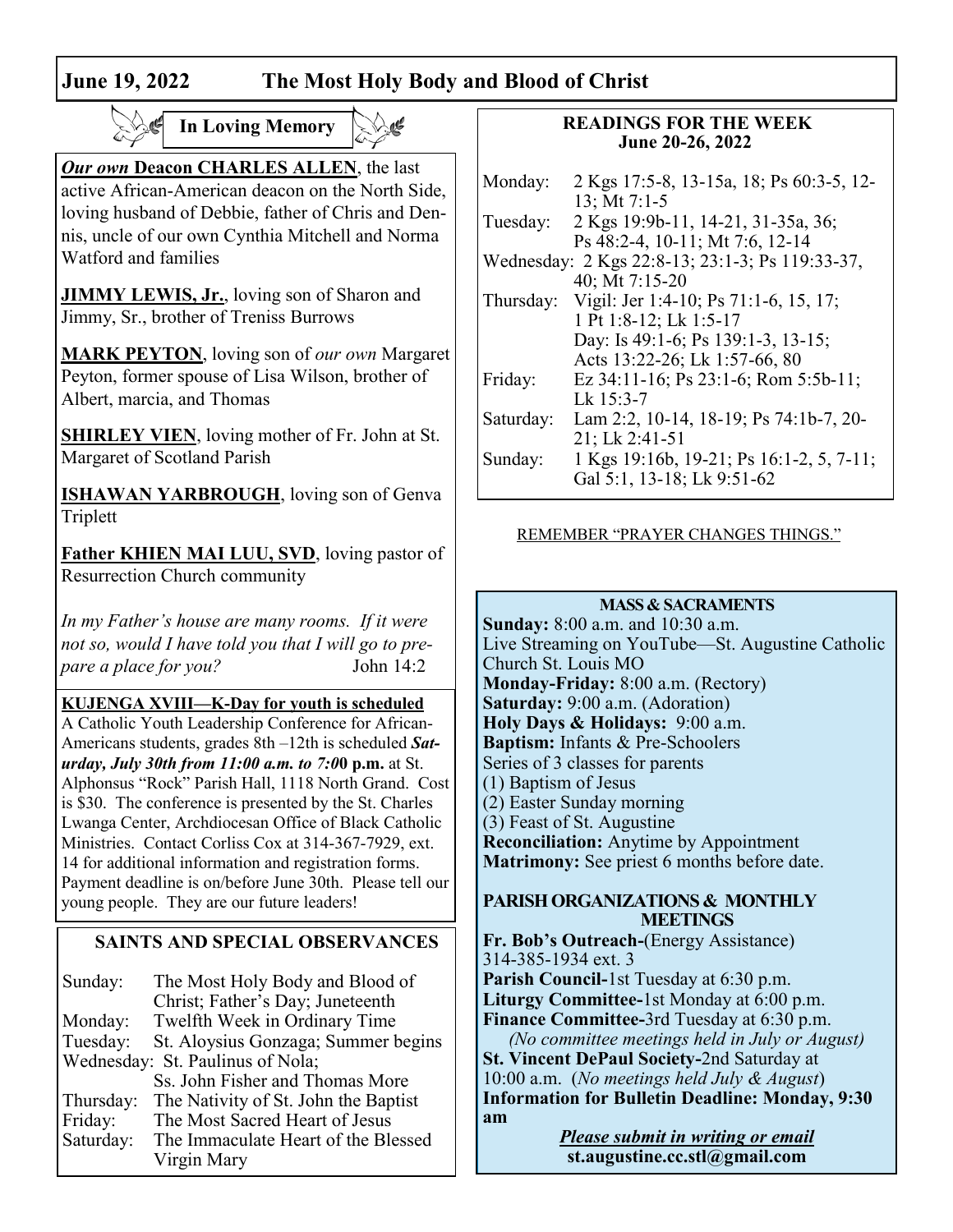# June 19, 2022 The Most Holy Body and Blood of Christ

## In Loving Memory

***Our own* Deacon CHARLES ALLEN**, the last active African-American deacon on the North Side, loving husband of Debbie, father of Chris and Dennis, uncle of our own Cynthia Mitchell and Norma Watford and families

**JIMMY LEWIS, Jr.**, loving son of Sharon and Jimmy, Sr., brother of Treniss Burrows

**MARK PEYTON**, loving son of *our own* Margaret Peyton, former spouse of Lisa Wilson, brother of Albert, marcia, and Thomas

**SHIRLEY VIEN**, loving mother of Fr. John at St. Margaret of Scotland Parish

**ISHAWAN YARBROUGH**, loving son of Genva Triplett

**Father KHIEN MAI LUU, SVD**, loving pastor of Resurrection Church community

*In my Father's house are many rooms. If it were not so, would I have told you that I will go to prepare a place for you?* John 14:2

**KUJENGA XVIII—K-Day for youth is scheduled**

A Catholic Youth Leadership Conference for African-Americans students, grades 8th –12th is scheduled ***Saturday, July 30th from 11:00 a.m. to 7:00* p.m.** at St. Alphonsus "Rock" Parish Hall, 1118 North Grand. Cost is $30. The conference is presented by the St. Charles Lwanga Center, Archdiocesan Office of Black Catholic Ministries. Contact Corliss Cox at 314-367-7929, ext. 14 for additional information and registration forms. Payment deadline is on/before June 30th. Please tell our young people. They are our future leaders!

## SAINTS AND SPECIAL OBSERVANCES

| | |
|---|---|
| Sunday: | The Most Holy Body and Blood of Christ; Father's Day; Juneteenth |
| Monday: | Twelfth Week in Ordinary Time |
| Tuesday: | St. Aloysius Gonzaga; Summer begins |
| Wednesday: | St. Paulinus of Nola; Ss. John Fisher and Thomas More |
| Thursday: | The Nativity of St. John the Baptist |
| Friday: | The Most Sacred Heart of Jesus |
| Saturday: | The Immaculate Heart of the Blessed Virgin Mary |

## READINGS FOR THE WEEK
### June 20-26, 2022

| | |
|---|---|
| Monday: | 2 Kgs 17:5-8, 13-15a, 18; Ps 60:3-5, 12-13; Mt 7:1-5 |
| Tuesday: | 2 Kgs 19:9b-11, 14-21, 31-35a, 36; Ps 48:2-4, 10-11; Mt 7:6, 12-14 |
| Wednesday: | 2 Kgs 22:8-13; 23:1-3; Ps 119:33-37, 40; Mt 7:15-20 |
| Thursday: | Vigil: Jer 1:4-10; Ps 71:1-6, 15, 17; 1 Pt 1:8-12; Lk 1:5-17<br>Day: Is 49:1-6; Ps 139:1-3, 13-15; Acts 13:22-26; Lk 1:57-66, 80 |
| Friday: | Ez 34:11-16; Ps 23:1-6; Rom 5:5b-11; Lk 15:3-7 |
| Saturday: | Lam 2:2, 10-14, 18-19; Ps 74:1b-7, 20-21; Lk 2:41-51 |
| Sunday: | 1 Kgs 19:16b, 19-21; Ps 16:1-2, 5, 7-11; Gal 5:1, 13-18; Lk 9:51-62 |

REMEMBER "PRAYER CHANGES THINGS."

## MASS & SACRAMENTS

**Sunday:** 8:00 a.m. and 10:30 a.m.
Live Streaming on YouTube—St. Augustine Catholic Church St. Louis MO
**Monday-Friday:** 8:00 a.m. (Rectory)
**Saturday:** 9:00 a.m. (Adoration)
**Holy Days & Holidays:** 9:00 a.m.
**Baptism:** Infants & Pre-Schoolers
Series of 3 classes for parents
(1) Baptism of Jesus
(2) Easter Sunday morning
(3) Feast of St. Augustine
**Reconciliation:** Anytime by Appointment
**Matrimony:** See priest 6 months before date.

## PARISH ORGANIZATIONS & MONTHLY MEETINGS

**Fr. Bob's Outreach-**(Energy Assistance) 314-385-1934 ext. 3
**Parish Council-**1st Tuesday at 6:30 p.m.
**Liturgy Committee-**1st Monday at 6:00 p.m.
**Finance Committee-**3rd Tuesday at 6:30 p.m.
*(No committee meetings held in July or August)*
**St. Vincent DePaul Society-**2nd Saturday at 10:00 a.m. (*No meetings held July & August*)
**Information for Bulletin Deadline: Monday, 9:30 am**

***Please submit in writing or email***
**st.augustine.cc.stl@gmail.com**